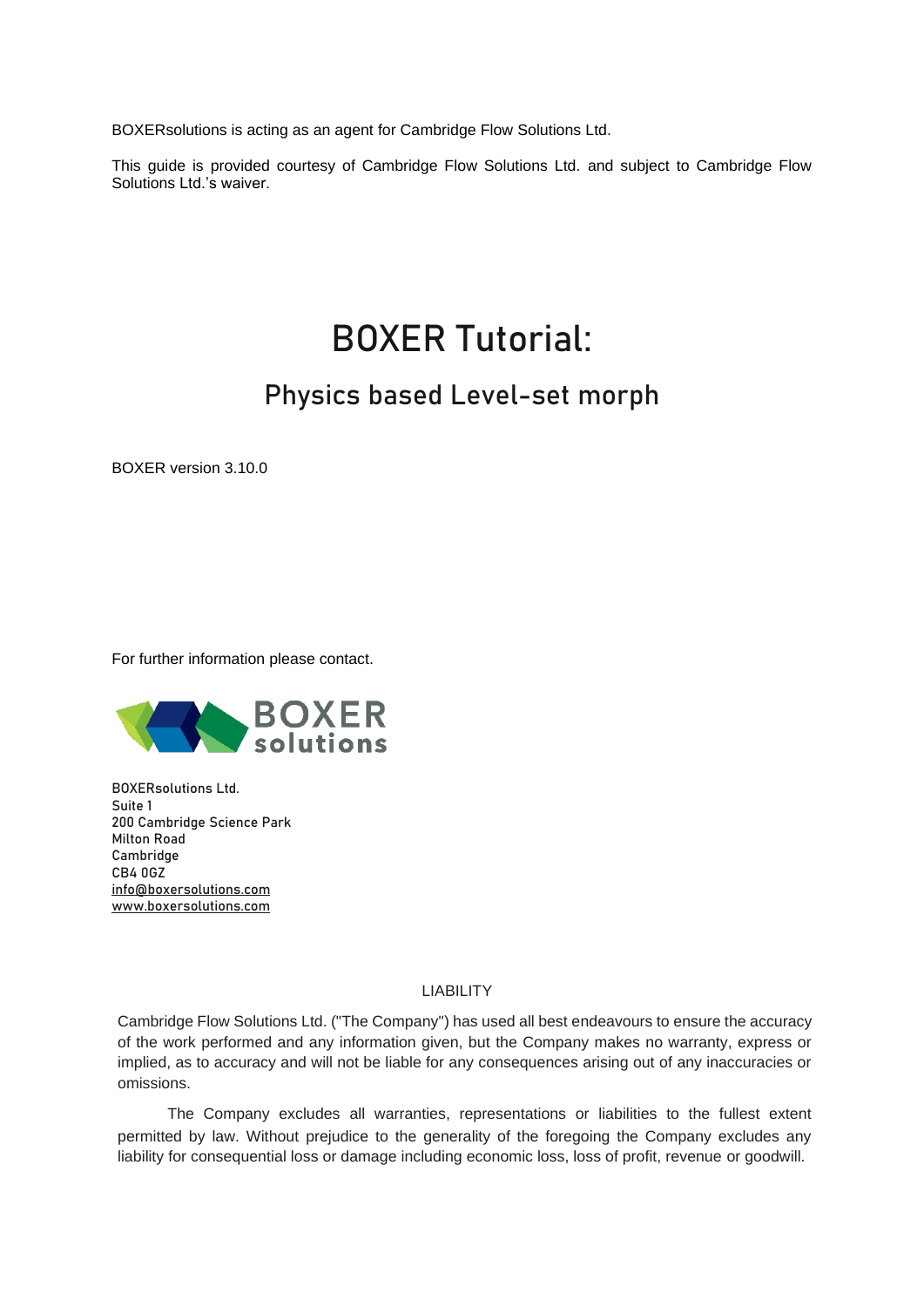BOXERsolutions is acting as an agent for Cambridge Flow Solutions Ltd.

This guide is provided courtesy of Cambridge Flow Solutions Ltd. and subject to Cambridge Flow Solutions Ltd.'s waiver.

# BOXER Tutorial:

## Physics based Level-set morph

BOXER version 3.10.0

For further information please contact.

BOXERsolutions Ltd.
Suite 1
200 Cambridge Science Park
Milton Road
Cambridge
CB4 0GZ
info@boxersolutions.com
www.boxersolutions.com

LIABILITY

Cambridge Flow Solutions Ltd. ("The Company") has used all best endeavours to ensure the accuracy of the work performed and any information given, but the Company makes no warranty, express or implied, as to accuracy and will not be liable for any consequences arising out of any inaccuracies or omissions.

The Company excludes all warranties, representations or liabilities to the fullest extent permitted by law. Without prejudice to the generality of the foregoing the Company excludes any liability for consequential loss or damage including economic loss, loss of profit, revenue or goodwill.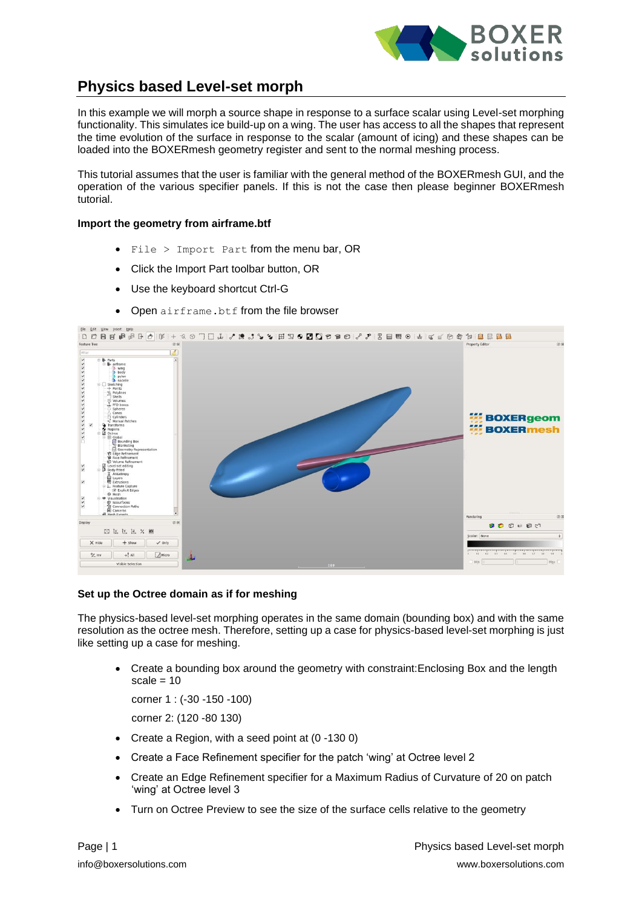# Physics based Level-set morph

In this example we will morph a source shape in response to a surface scalar using Level-set morphing functionality. This simulates ice build-up on a wing. The user has access to all the shapes that represent the time evolution of the surface in response to the scalar (amount of icing) and these shapes can be loaded into the BOXERmesh geometry register and sent to the normal meshing process.

This tutorial assumes that the user is familiar with the general method of the BOXERmesh GUI, and the operation of the various specifier panels. If this is not the case then please beginner BOXERmesh tutorial.

**Import the geometry from airframe.btf**

- `File > Import Part` from the menu bar, OR
- Click the Import Part toolbar button, OR
- Use the keyboard shortcut Ctrl-G
- Open `airframe.btf` from the file browser

**Set up the Octree domain as if for meshing**

The physics-based level-set morphing operates in the same domain (bounding box) and with the same resolution as the octree mesh. Therefore, setting up a case for physics-based level-set morphing is just like setting up a case for meshing.

- Create a bounding box around the geometry with constraint:Enclosing Box and the length scale = 10

  corner 1 : (-30 -150 -100)

  corner 2: (120 -80 130)

- Create a Region, with a seed point at (0 -130 0)
- Create a Face Refinement specifier for the patch 'wing' at Octree level 2
- Create an Edge Refinement specifier for a Maximum Radius of Curvature of 20 on patch 'wing' at Octree level 3
- Turn on Octree Preview to see the size of the surface cells relative to the geometry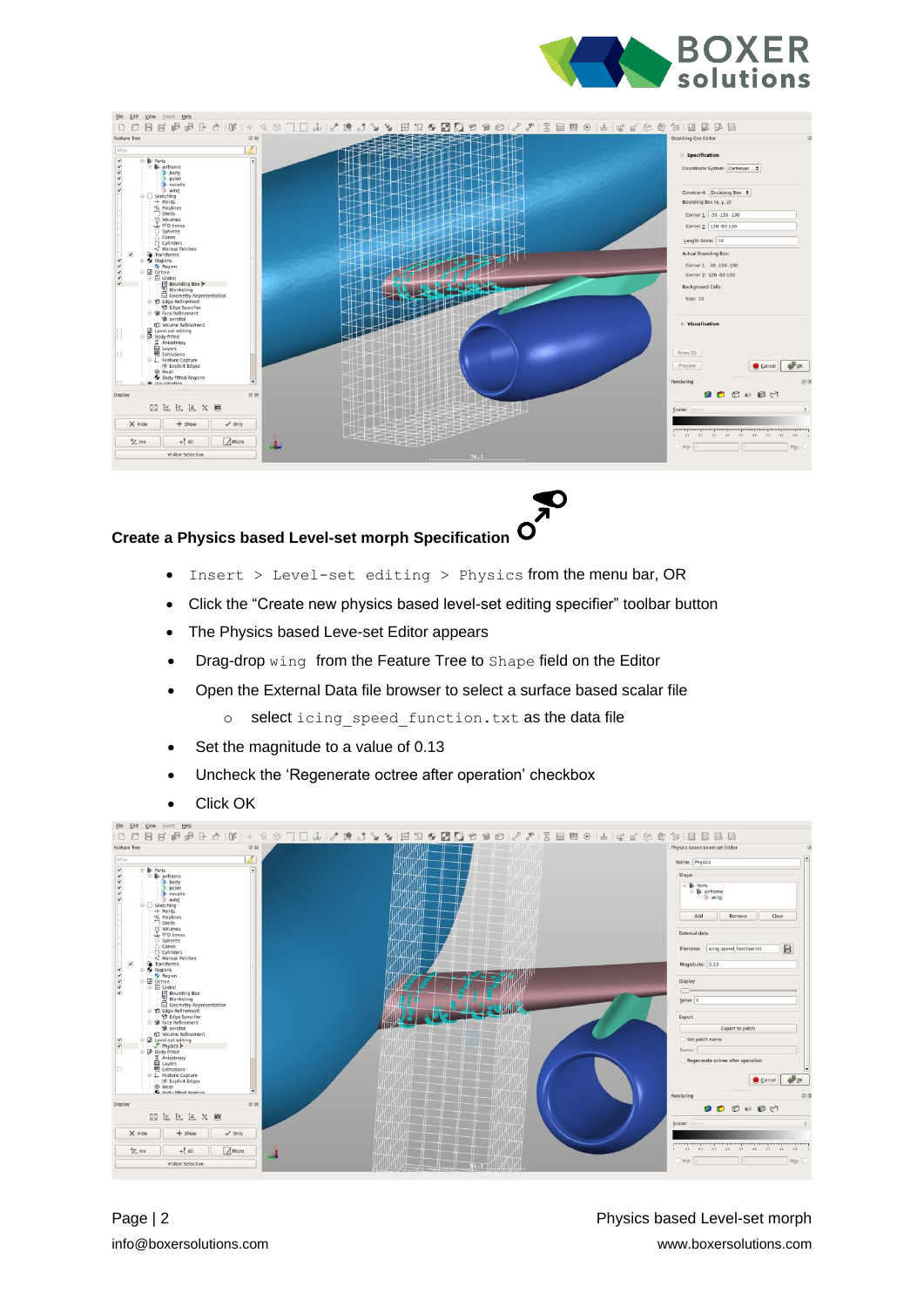## Create a Physics based Level-set morph Specification

- `Insert > Level-set editing > Physics` from the menu bar, OR
- Click the "Create new physics based level-set editing specifier" toolbar button
- The Physics based Leve-set Editor appears
- Drag-drop `wing` from the Feature Tree to `Shape` field on the Editor
- Open the External Data file browser to select a surface based scalar file
    - select `icing_speed_function.txt` as the data file
- Set the magnitude to a value of 0.13
- Uncheck the 'Regenerate octree after operation' checkbox
- Click OK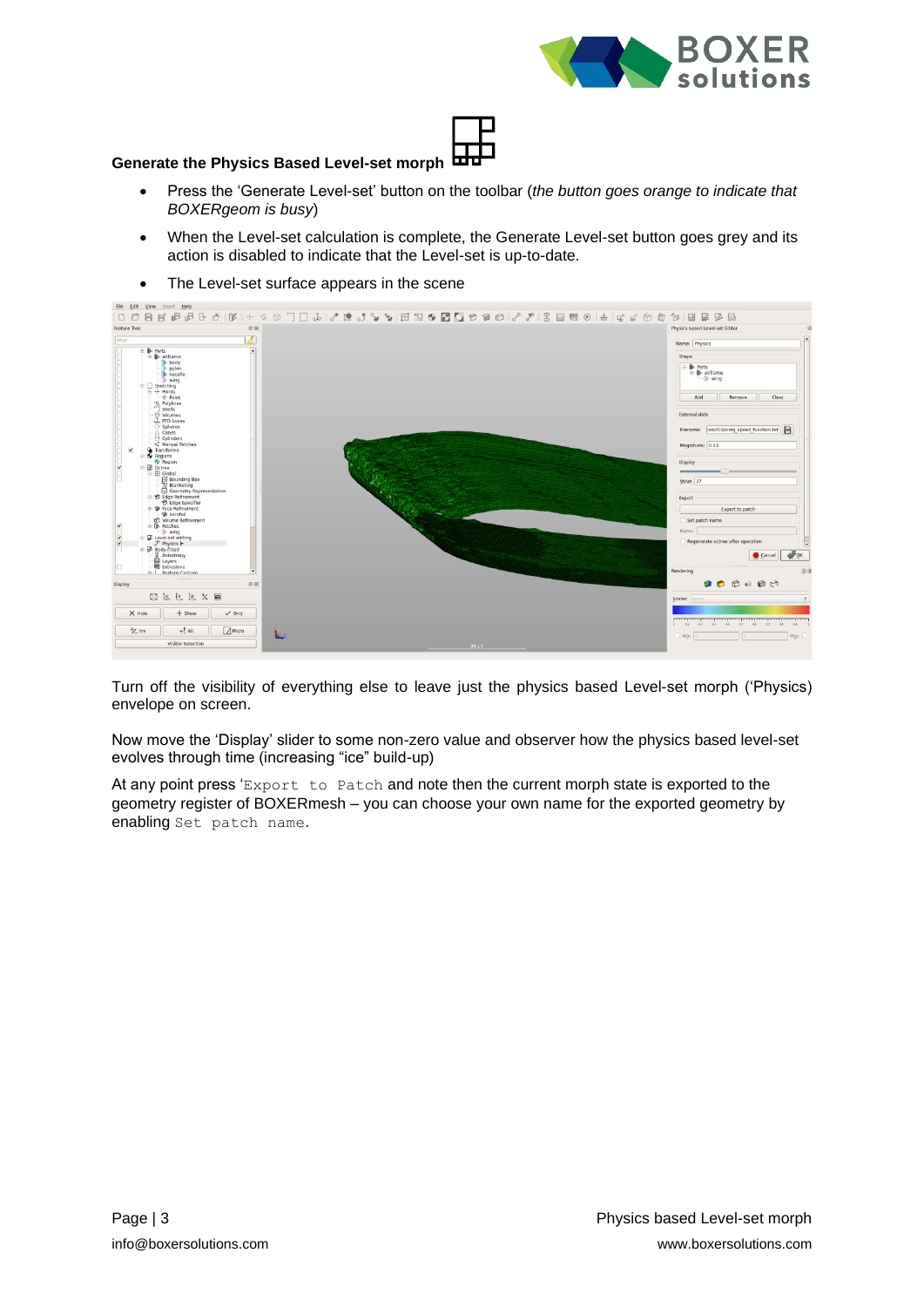### Generate the Physics Based Level-set morph

- Press the 'Generate Level-set' button on the toolbar (*the button goes orange to indicate that BOXERgeom is busy*)
- When the Level-set calculation is complete, the Generate Level-set button goes grey and its action is disabled to indicate that the Level-set is up-to-date.
- The Level-set surface appears in the scene

Turn off the visibility of everything else to leave just the physics based Level-set morph ('Physics) envelope on screen.

Now move the 'Display' slider to some non-zero value and observer how the physics based level-set evolves through time (increasing "ice" build-up)

At any point press '`Export to Patch` and note then the current morph state is exported to the geometry register of BOXERmesh – you can choose your own name for the exported geometry by enabling `Set patch name`.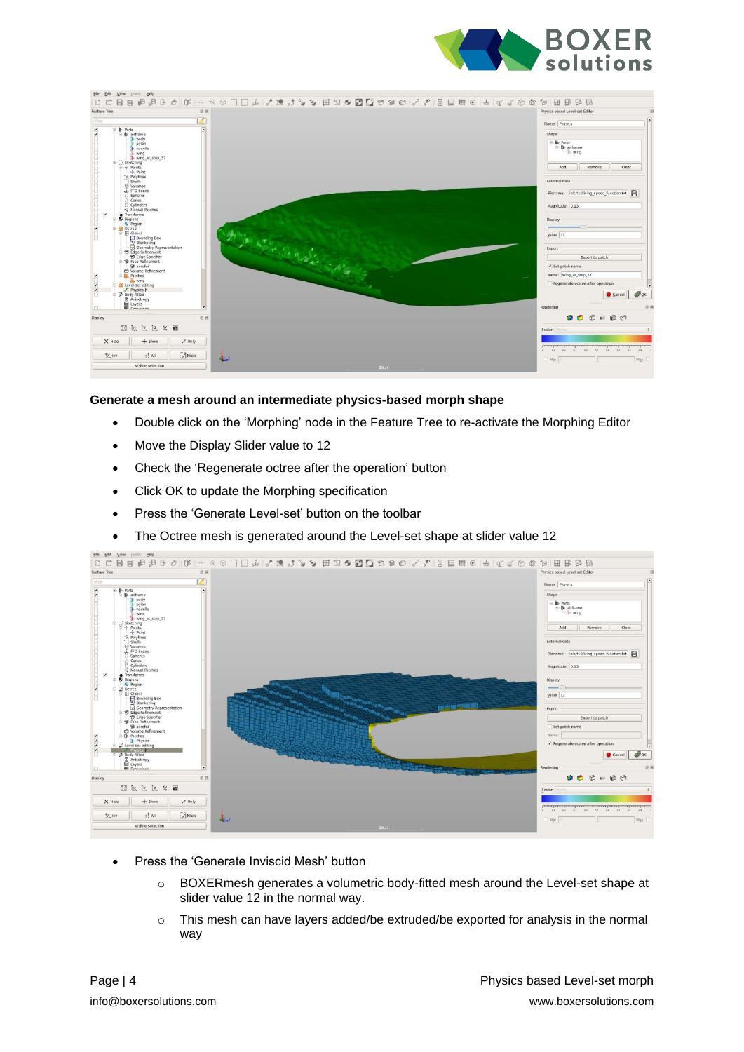**Generate a mesh around an intermediate physics-based morph shape**

- Double click on the 'Morphing' node in the Feature Tree to re-activate the Morphing Editor
- Move the Display Slider value to 12
- Check the 'Regenerate octree after the operation' button
- Click OK to update the Morphing specification
- Press the 'Generate Level-set' button on the toolbar
- The Octree mesh is generated around the Level-set shape at slider value 12

- Press the 'Generate Inviscid Mesh' button
    - BOXERmesh generates a volumetric body-fitted mesh around the Level-set shape at slider value 12 in the normal way.
    - This mesh can have layers added/be extruded/be exported for analysis in the normal way